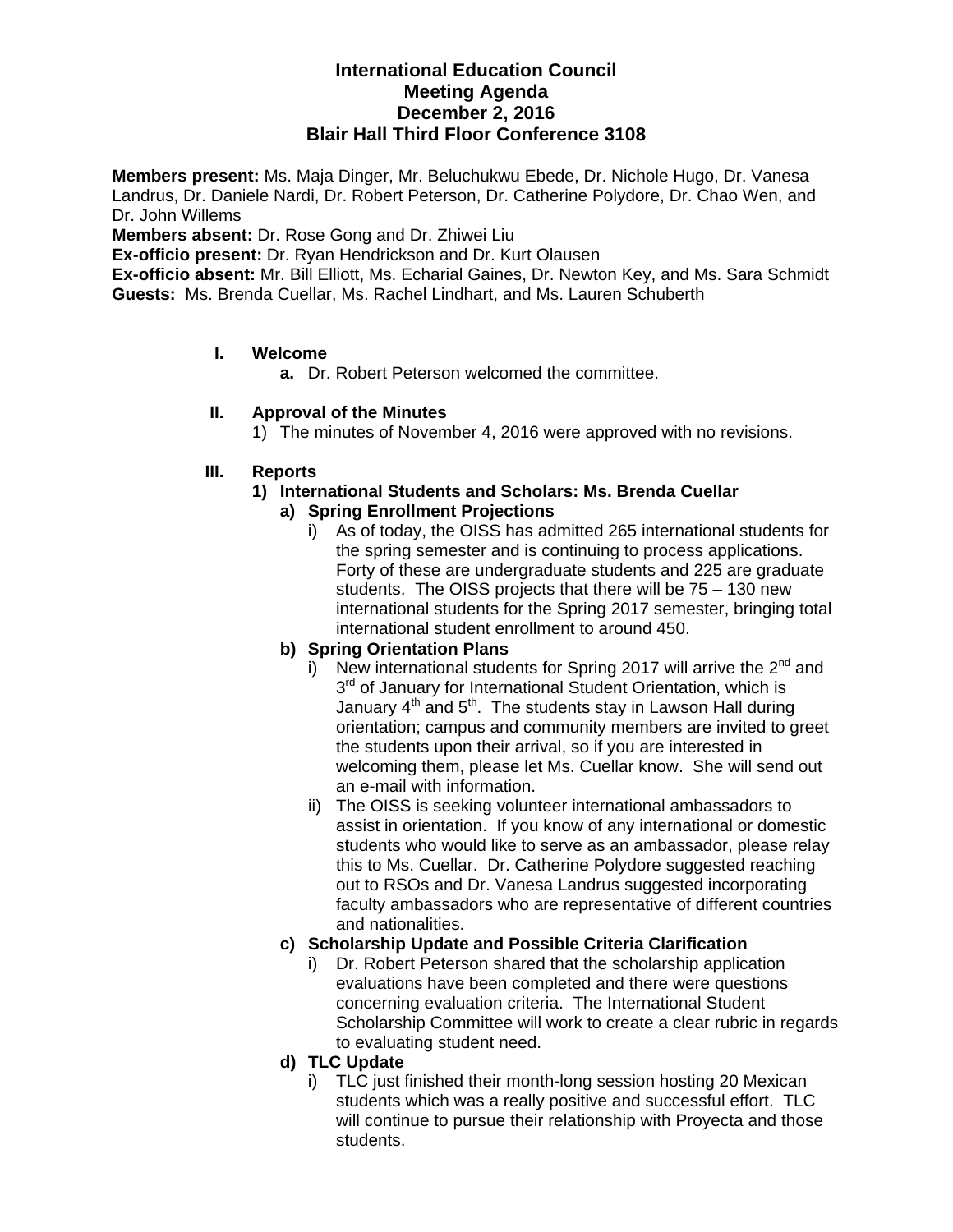# International Education Council
## Meeting Agenda
## December 2, 2016
## Blair Hall Third Floor Conference 3108

**Members present:** Ms. Maja Dinger, Mr. Beluchukwu Ebede, Dr. Nichole Hugo, Dr. Vanesa Landrus, Dr. Daniele Nardi, Dr. Robert Peterson, Dr. Catherine Polydore, Dr. Chao Wen, and Dr. John Willems
**Members absent:** Dr. Rose Gong and Dr. Zhiwei Liu
**Ex-officio present:** Dr. Ryan Hendrickson and Dr. Kurt Olausen
**Ex-officio absent:** Mr. Bill Elliott, Ms. Echarial Gaines, Dr. Newton Key, and Ms. Sara Schmidt
**Guests:** Ms. Brenda Cuellar, Ms. Rachel Lindhart, and Ms. Lauren Schuberth

**I. Welcome**

- **a.** Dr. Robert Peterson welcomed the committee.

**II. Approval of the Minutes**

1) The minutes of November 4, 2016 were approved with no revisions.

**III. Reports**

**1) International Students and Scholars: Ms. Brenda Cuellar**

**a) Spring Enrollment Projections**

i) As of today, the OISS has admitted 265 international students for the spring semester and is continuing to process applications. Forty of these are undergraduate students and 225 are graduate students. The OISS projects that there will be 75 – 130 new international students for the Spring 2017 semester, bringing total international student enrollment to around 450.

**b) Spring Orientation Plans**

i) New international students for Spring 2017 will arrive the 2nd and 3rd of January for International Student Orientation, which is January 4th and 5th. The students stay in Lawson Hall during orientation; campus and community members are invited to greet the students upon their arrival, so if you are interested in welcoming them, please let Ms. Cuellar know. She will send out an e-mail with information.

ii) The OISS is seeking volunteer international ambassadors to assist in orientation. If you know of any international or domestic students who would like to serve as an ambassador, please relay this to Ms. Cuellar. Dr. Catherine Polydore suggested reaching out to RSOs and Dr. Vanesa Landrus suggested incorporating faculty ambassadors who are representative of different countries and nationalities.

**c) Scholarship Update and Possible Criteria Clarification**

i) Dr. Robert Peterson shared that the scholarship application evaluations have been completed and there were questions concerning evaluation criteria. The International Student Scholarship Committee will work to create a clear rubric in regards to evaluating student need.

**d) TLC Update**

i) TLC just finished their month-long session hosting 20 Mexican students which was a really positive and successful effort. TLC will continue to pursue their relationship with Proyecta and those students.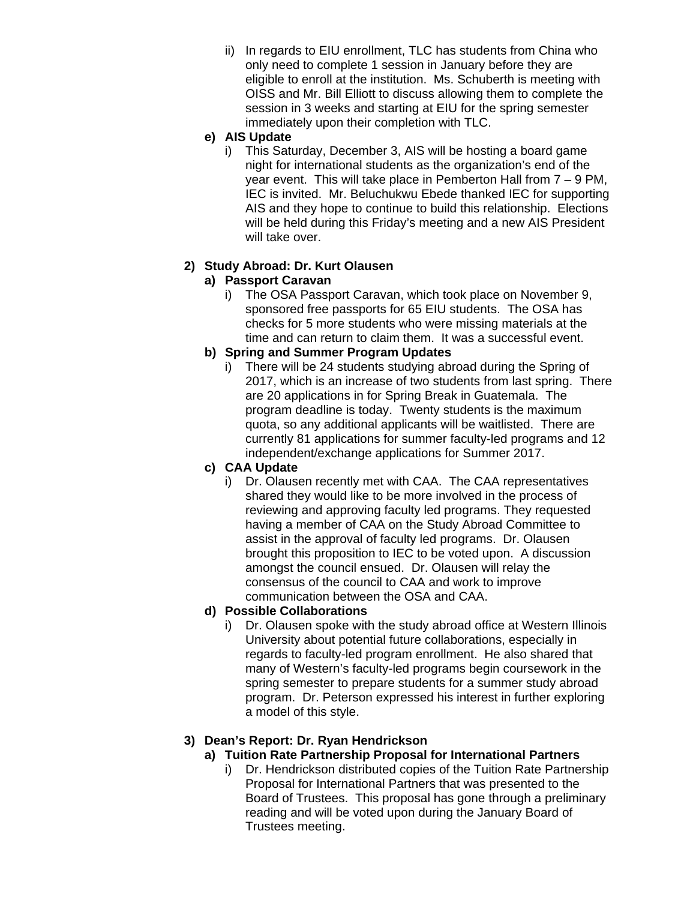ii) In regards to EIU enrollment, TLC has students from China who only need to complete 1 session in January before they are eligible to enroll at the institution. Ms. Schuberth is meeting with OISS and Mr. Bill Elliott to discuss allowing them to complete the session in 3 weeks and starting at EIU for the spring semester immediately upon their completion with TLC.

**e) AIS Update**

i) This Saturday, December 3, AIS will be hosting a board game night for international students as the organization's end of the year event. This will take place in Pemberton Hall from 7 – 9 PM, IEC is invited. Mr. Beluchukwu Ebede thanked IEC for supporting AIS and they hope to continue to build this relationship. Elections will be held during this Friday's meeting and a new AIS President will take over.

**2) Study Abroad: Dr. Kurt Olausen**

**a) Passport Caravan**

i) The OSA Passport Caravan, which took place on November 9, sponsored free passports for 65 EIU students. The OSA has checks for 5 more students who were missing materials at the time and can return to claim them. It was a successful event.

**b) Spring and Summer Program Updates**

i) There will be 24 students studying abroad during the Spring of 2017, which is an increase of two students from last spring. There are 20 applications in for Spring Break in Guatemala. The program deadline is today. Twenty students is the maximum quota, so any additional applicants will be waitlisted. There are currently 81 applications for summer faculty-led programs and 12 independent/exchange applications for Summer 2017.

**c) CAA Update**

i) Dr. Olausen recently met with CAA. The CAA representatives shared they would like to be more involved in the process of reviewing and approving faculty led programs. They requested having a member of CAA on the Study Abroad Committee to assist in the approval of faculty led programs. Dr. Olausen brought this proposition to IEC to be voted upon. A discussion amongst the council ensued. Dr. Olausen will relay the consensus of the council to CAA and work to improve communication between the OSA and CAA.

**d) Possible Collaborations**

i) Dr. Olausen spoke with the study abroad office at Western Illinois University about potential future collaborations, especially in regards to faculty-led program enrollment. He also shared that many of Western's faculty-led programs begin coursework in the spring semester to prepare students for a summer study abroad program. Dr. Peterson expressed his interest in further exploring a model of this style.

**3) Dean's Report: Dr. Ryan Hendrickson**

**a) Tuition Rate Partnership Proposal for International Partners**

i) Dr. Hendrickson distributed copies of the Tuition Rate Partnership Proposal for International Partners that was presented to the Board of Trustees. This proposal has gone through a preliminary reading and will be voted upon during the January Board of Trustees meeting.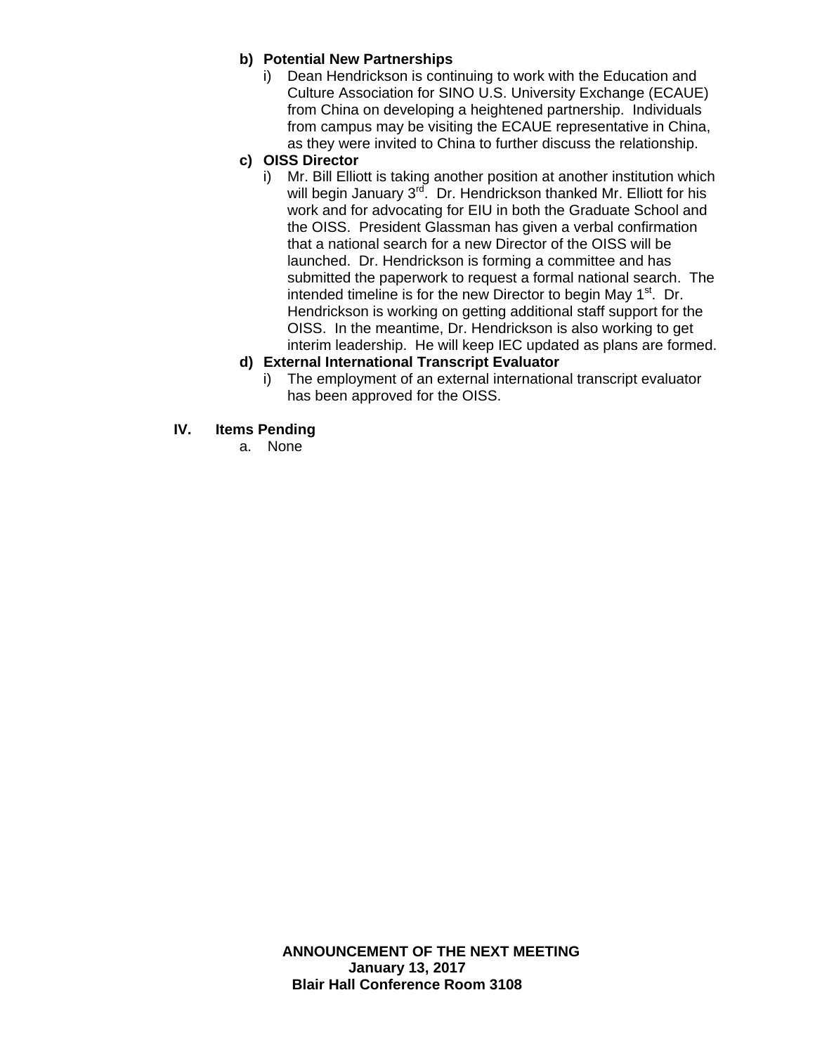- **b) Potential New Partnerships**
  - i) Dean Hendrickson is continuing to work with the Education and Culture Association for SINO U.S. University Exchange (ECAUE) from China on developing a heightened partnership. Individuals from campus may be visiting the ECAUE representative in China, as they were invited to China to further discuss the relationship.
- **c) OISS Director**
  - i) Mr. Bill Elliott is taking another position at another institution which will begin January 3rd. Dr. Hendrickson thanked Mr. Elliott for his work and for advocating for EIU in both the Graduate School and the OISS. President Glassman has given a verbal confirmation that a national search for a new Director of the OISS will be launched. Dr. Hendrickson is forming a committee and has submitted the paperwork to request a formal national search. The intended timeline is for the new Director to begin May 1st. Dr. Hendrickson is working on getting additional staff support for the OISS. In the meantime, Dr. Hendrickson is also working to get interim leadership. He will keep IEC updated as plans are formed.
- **d) External International Transcript Evaluator**
  - i) The employment of an external international transcript evaluator has been approved for the OISS.

## IV. Items Pending

a. None

**ANNOUNCEMENT OF THE NEXT MEETING**
**January 13, 2017**
**Blair Hall Conference Room 3108**